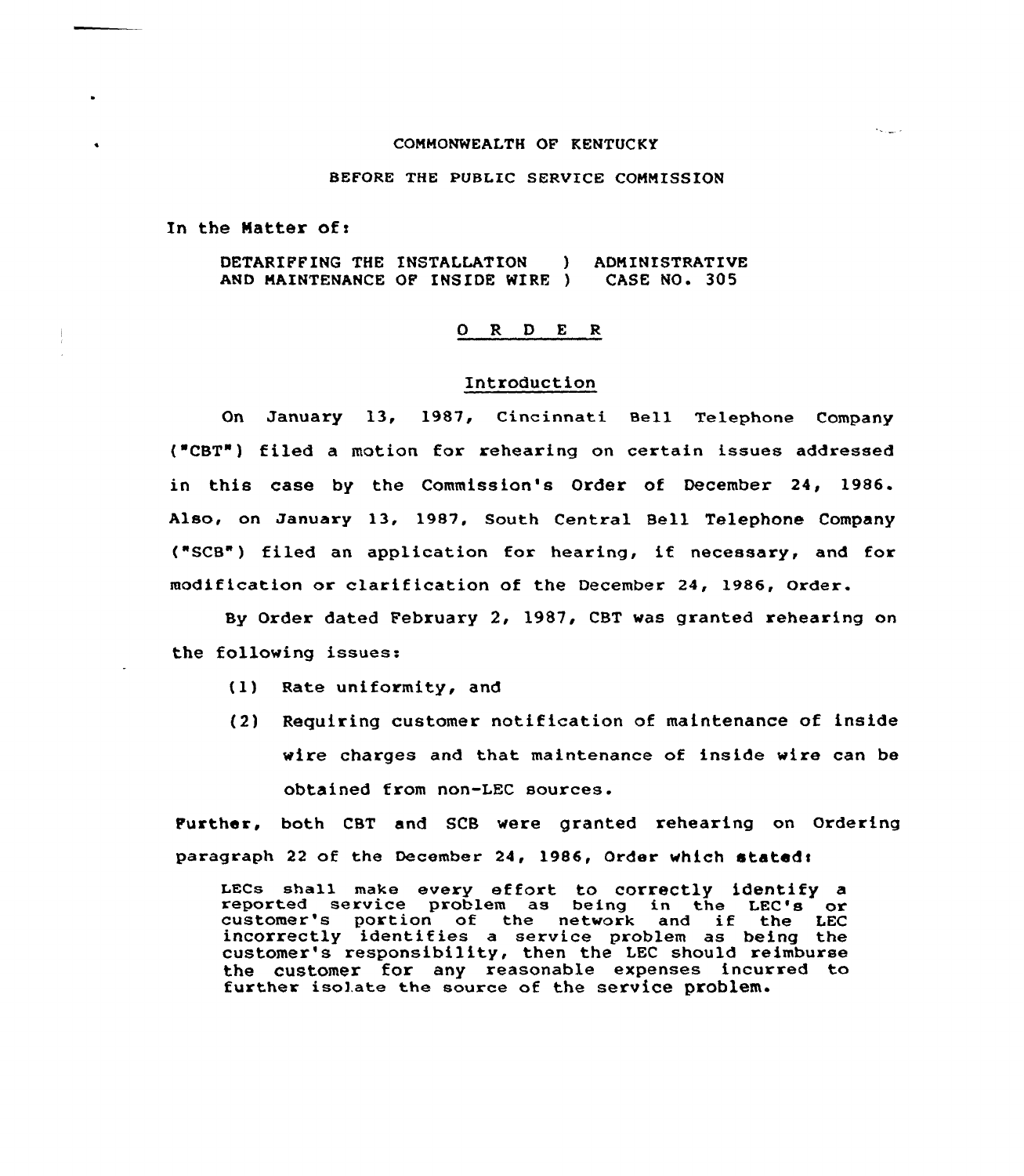COMMONWEALTH OF KENTUCKY

BEFORE THE PUBLIC SERVICE COMMISSION

In the Matter of:

DETARIFFING THE INSTALLATION ) ADMINISTRATIVE
AND MAINTENANCE OF INSIDE WIRE ) CASE NO. 305

# O R D E R

## Introduction

On January 13, 1987, Cincinnati Bell Telephone Company ("CBT") filed a motion for rehearing on certain issues addressed in this case by the Commission's Order of December 24, 1986. Also, on January 13, 1987, South Central Bell Telephone Company ("SCB") filed an application for hearing, if necessary, and for modification or clarification of the December 24, 1986, Order.

By Order dated February 2, 1987, CBT was granted rehearing on the following issues:

(1) Rate uniformity, and

(2) Requiring customer notification of maintenance of inside wire charges and that maintenance of inside wire can be obtained from non-LEC sources.

Further, both CBT and SCB were granted rehearing on Ordering paragraph 22 of the December 24, 1986, Order which stated:

> LECs shall make every effort to correctly identify a reported service problem as being in the LEC's or customer's portion of the network and if the LEC incorrectly identifies a service problem as being the customer's responsibility, then the LEC should reimburse the customer for any reasonable expenses incurred to further isolate the source of the service problem.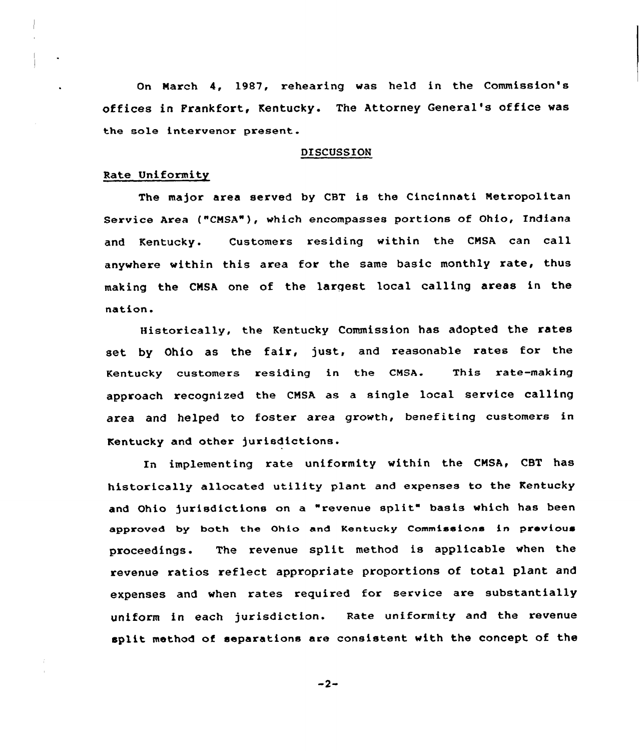On March 4, 1987, rehearing was held in the Commission's offices in Frankfort, Kentucky. The Attorney General's office was the sole intervenor present.

## DISCUSSION

### Rate Uniformity

The major area served by CBT is the Cincinnati Metropolitan Service Area ("CMSA"), which encompasses portions of Ohio, Indiana and Kentucky. Customers residing within the CMSA can call anywhere within this area for the same basic monthly rate, thus making the CMSA one of the largest local calling areas in the nation.

Historically, the Kentucky Commission has adopted the rates set by Ohio as the fair, just, and reasonable rates for the Kentucky customers residing in the CMSA. This rate-making approach recognized the CMSA as a single local service calling area and helped to foster area growth, benefiting customers in Kentucky and other jurisdictions.

In implementing rate uniformity within the CMSA, CBT has historically allocated utility plant and expenses to the Kentucky and Ohio jurisdictions on a "revenue split" basis which has been approved by both the Ohio and Kentucky Commissions in previous proceedings. The revenue split method is applicable when the revenue ratios reflect appropriate proportions of total plant and expenses and when rates required for service are substantially uniform in each jurisdiction. Rate uniformity and the revenue split method of separations are consistent with the concept of the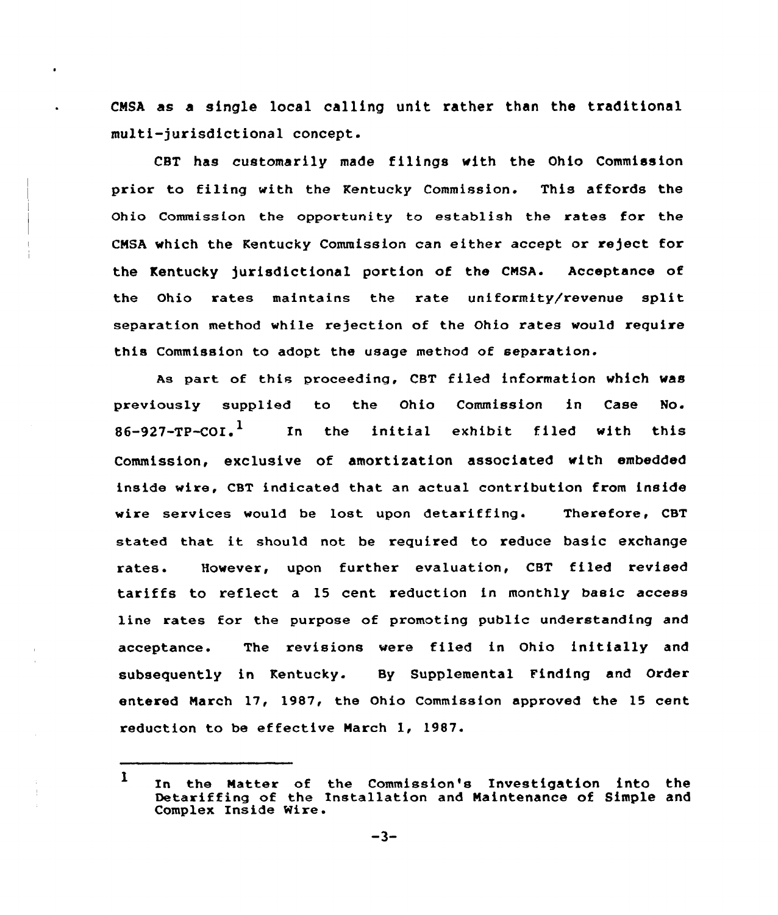CMSA as a single local calling unit rather than the traditional multi-jurisdictional concept.

CBT has customarily made filings with the Ohio Commission prior to filing with the Kentucky Commission. This affords the Ohio Commission the opportunity to establish the rates for the CMSA which the Kentucky Commission can either accept or reject for the Kentucky jurisdictional portion of the CMSA. Acceptance of the Ohio rates maintains the rate uniformity/revenue split separation method while rejection of the Ohio rates would require this Commission to adopt the usage method of separation.

As part of this proceeding, CBT filed information which was previously supplied to the Ohio Commission in Case No. 86-927-TP-COI.[1] In the initial exhibit filed with this Commission, exclusive of amortization associated with embedded inside wire, CBT indicated that an actual contribution from inside wire services would be lost upon detariffing. Therefore, CBT stated that it should not be required to reduce basic exchange rates. However, upon further evaluation, CBT filed revised tariffs to reflect a 15 cent reduction in monthly basic access line rates for the purpose of promoting public understanding and acceptance. The revisions were filed in Ohio initially and subsequently in Kentucky. By Supplemental Finding and Order entered March 17, 1987, the Ohio Commission approved the 15 cent reduction to be effective March 1, 1987.

---

[1] In the Matter of the Commission's Investigation into the Detariffing of the Installation and Maintenance of Simple and Complex Inside Wire.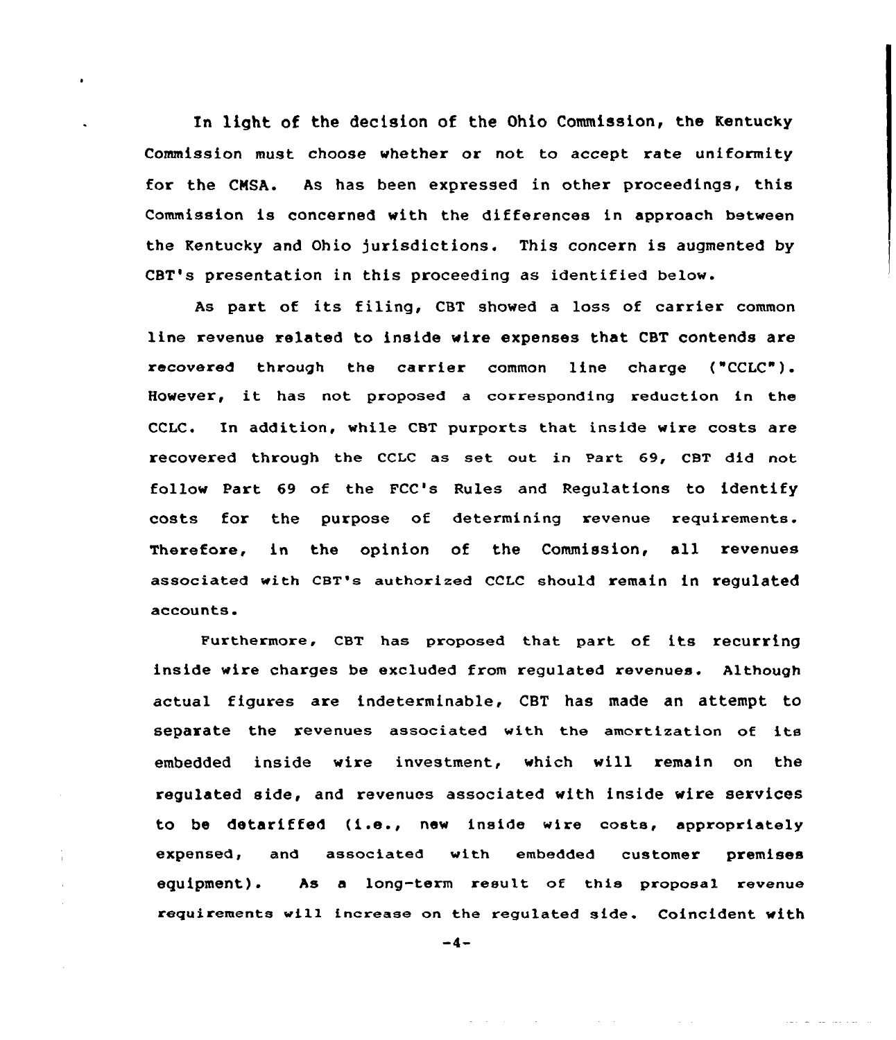In light of the decision of the Ohio Commission, the Kentucky Commission must choose whether or not to accept rate uniformity for the CMSA. As has been expressed in other proceedings, this Commission is concerned with the differences in approach between the Kentucky and Ohio jurisdictions. This concern is augmented by CBT's presentation in this proceeding as identified below.

As part of its filing, CBT showed a loss of carrier common line revenue related to inside wire expenses that CBT contends are recovered through the carrier common line charge ("CCLC"). However, it has not proposed a corresponding reduction in the CCLC. In addition, while CBT purports that inside wire costs are recovered through the CCLC as set out in Part 69, CBT did not follow Part 69 of the FCC's Rules and Regulations to identify costs for the purpose of determining revenue requirements. Therefore, in the opinion of the Commission, all revenues associated with CBT's authorized CCLC should remain in regulated accounts.

Furthermore, CBT has proposed that part of its recurring inside wire charges be excluded from regulated revenues. Although actual figures are indeterminable, CBT has made an attempt to separate the revenues associated with the amortization of its embedded inside wire investment, which will remain on the regulated side, and revenues associated with inside wire services to be detariffed (i.e., new inside wire costs, appropriately expensed, and associated with embedded customer premises equipment). As a long-term result of this proposal revenue requirements will increase on the regulated side. Coincident with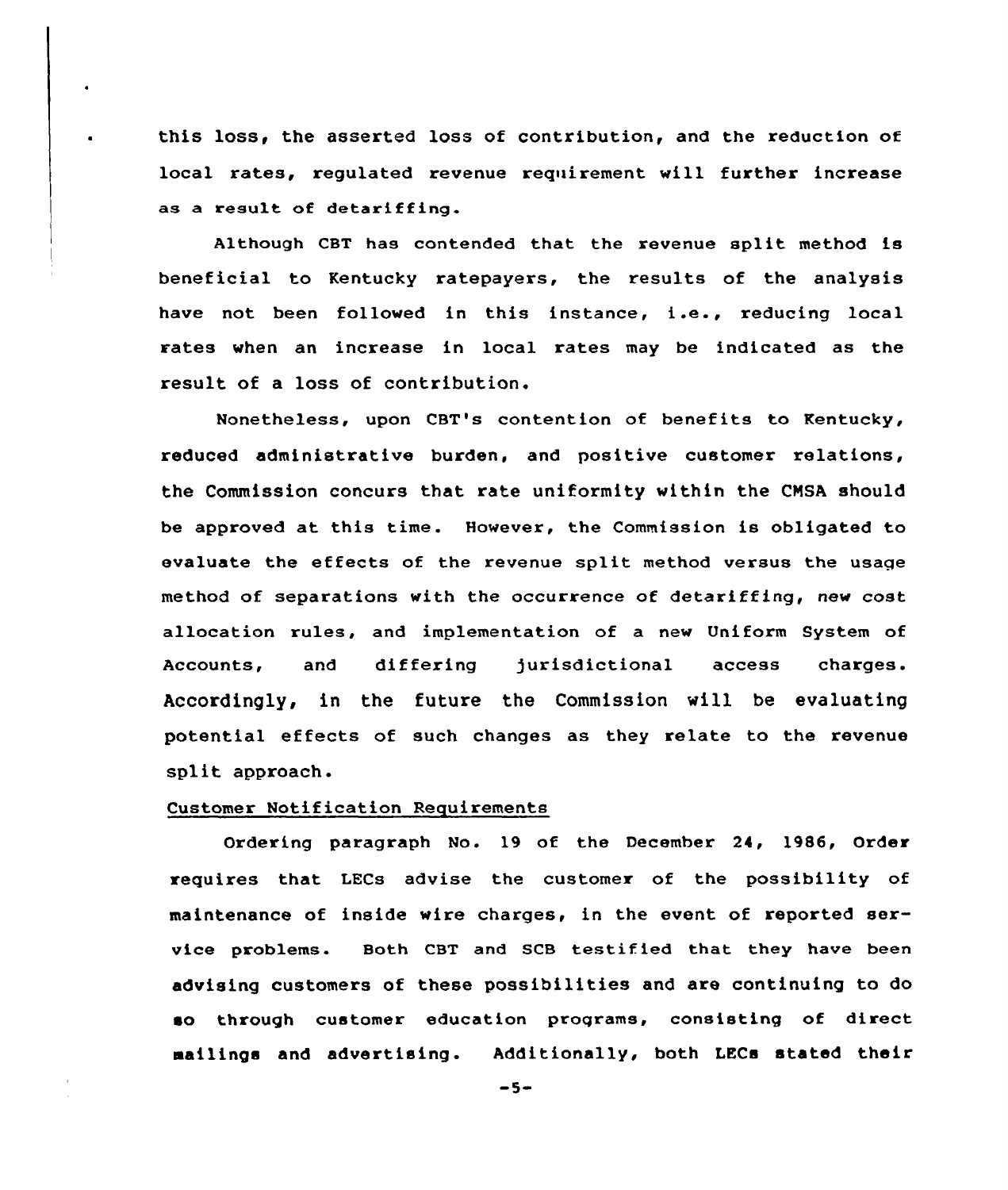this loss, the asserted loss of contribution, and the reduction of local rates, regulated revenue requirement will further increase as a result of detariffing.

Although CBT has contended that the revenue split method is beneficial to Kentucky ratepayers, the results of the analysis have not been followed in this instance, i.e., reducing local rates when an increase in local rates may be indicated as the result of a loss of contribution.

Nonetheless, upon CBT's contention of benefits to Kentucky, reduced administrative burden, and positive customer relations, the Commission concurs that rate uniformity within the CMSA should be approved at this time. However, the Commission is obligated to evaluate the effects of the revenue split method versus the usage method of separations with the occurrence of detariffing, new cost allocation rules, and implementation of a new Uniform System of Accounts, and differing jurisdictional access charges. Accordingly, in the future the Commission will be evaluating potential effects of such changes as they relate to the revenue split approach.

Customer Notification Requirements

Ordering paragraph No. 19 of the December 24, 1986, Order requires that LECs advise the customer of the possibility of maintenance of inside wire charges, in the event of reported service problems. Both CBT and SCB testified that they have been advising customers of these possibilities and are continuing to do so through customer education programs, consisting of direct mailings and advertising. Additionally, both LECs stated their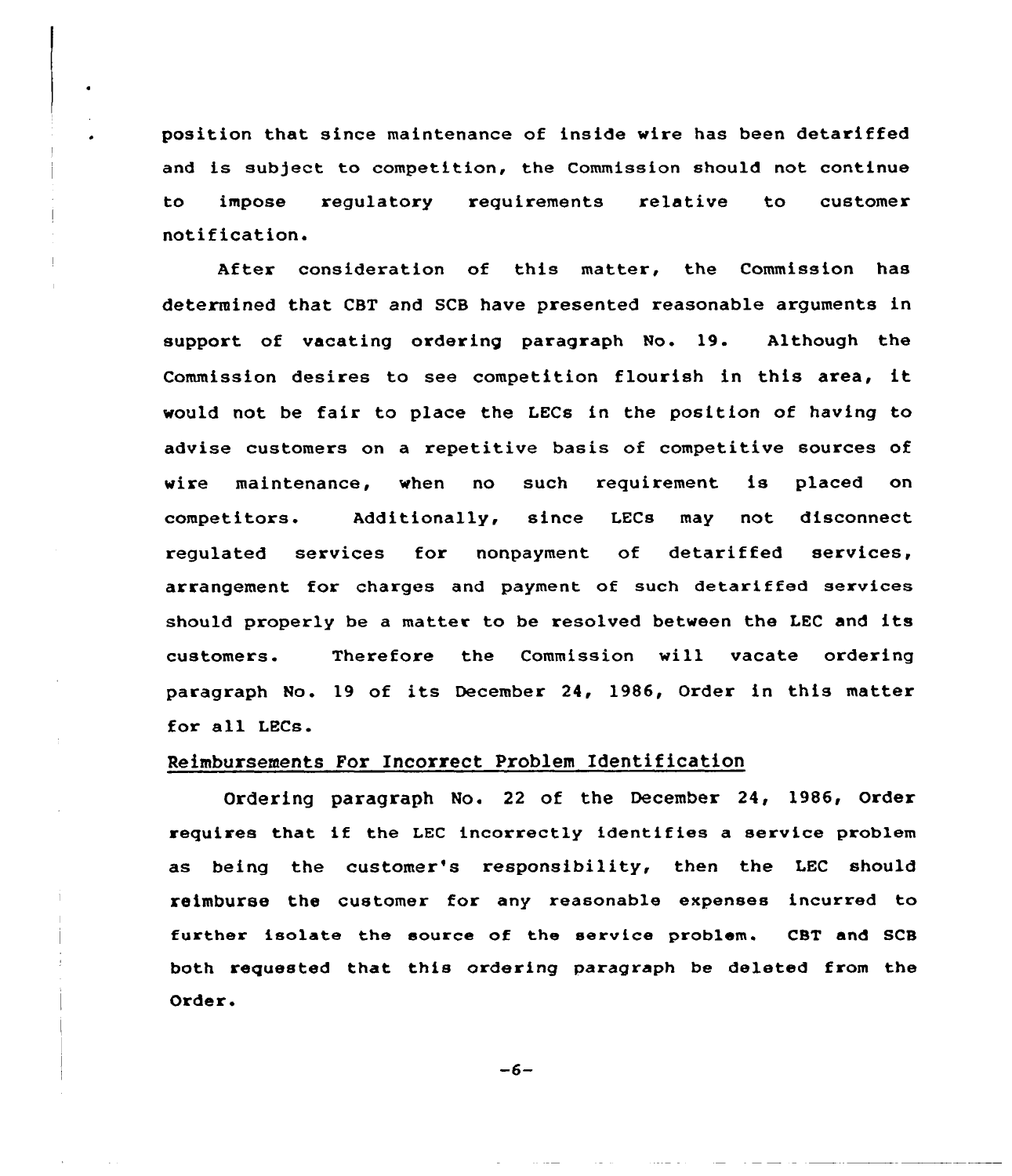position that since maintenance of inside wire has been detariffed and is subject to competition, the Commission should not continue to impose regulatory requirements relative to customer notification.

After consideration of this matter, the Commission has determined that CBT and SCB have presented reasonable arguments in support of vacating ordering paragraph No. 19. Although the Commission desires to see competition flourish in this area, it would not be fair to place the LECs in the position of having to advise customers on a repetitive basis of competitive sources of wire maintenance, when no such requirement is placed on competitors. Additionally, since LECs may not disconnect regulated services for nonpayment of detariffed services, arrangement for charges and payment of such detariffed services should properly be a matter to be resolved between the LEC and its customers. Therefore the Commission will vacate ordering paragraph No. 19 of its December 24, 1986, Order in this matter for all LECs.

## Reimbursements For Incorrect Problem Identification

Ordering paragraph No. 22 of the December 24, 1986, Order requires that if the LEC incorrectly identifies a service problem as being the customer's responsibility, then the LEC should reimburse the customer for any reasonable expenses incurred to further isolate the source of the service problem. CBT and SCB both requested that this ordering paragraph be deleted from the Order.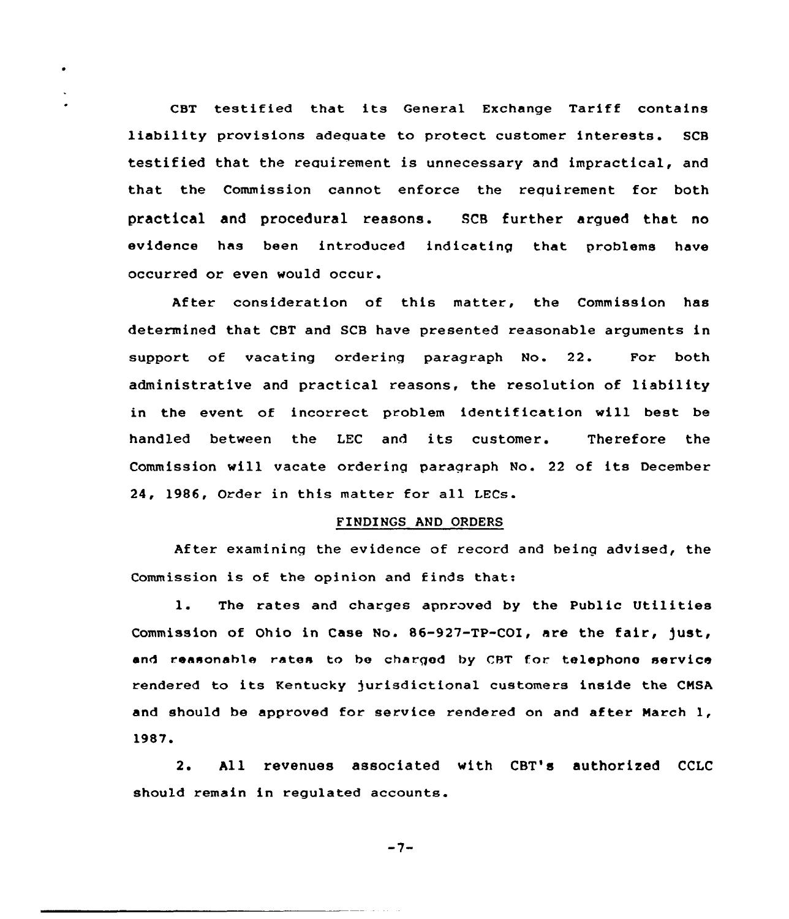CBT testified that its General Exchange Tariff contains liability provisions adequate to protect customer interests. SCB testified that the requirement is unnecessary and impractical, and that the Commission cannot enforce the requirement for both practical and procedural reasons. SCB further argued that no evidence has been introduced indicating that problems have occurred or even would occur.

After consideration of this matter, the Commission has determined that CBT and SCB have presented reasonable arguments in support of vacating ordering paragraph No. 22. For both administrative and practical reasons, the resolution of liability in the event of incorrect problem identification will best be handled between the LEC and its customer. Therefore the Commission will vacate ordering paragraph No. 22 of its December 24, 1986, Order in this matter for all LECs.

## FINDINGS AND ORDERS

After examining the evidence of record and being advised, the Commission is of the opinion and finds that:

1. The rates and charges approved by the Public Utilities Commission of Ohio in Case No. 86-927-TP-COI, are the fair, just, and reasonable rates to be charged by CBT for telephone service rendered to its Kentucky jurisdictional customers inside the CMSA and should be approved for service rendered on and after March 1, 1987.

2. All revenues associated with CBT's authorized CCLC should remain in regulated accounts.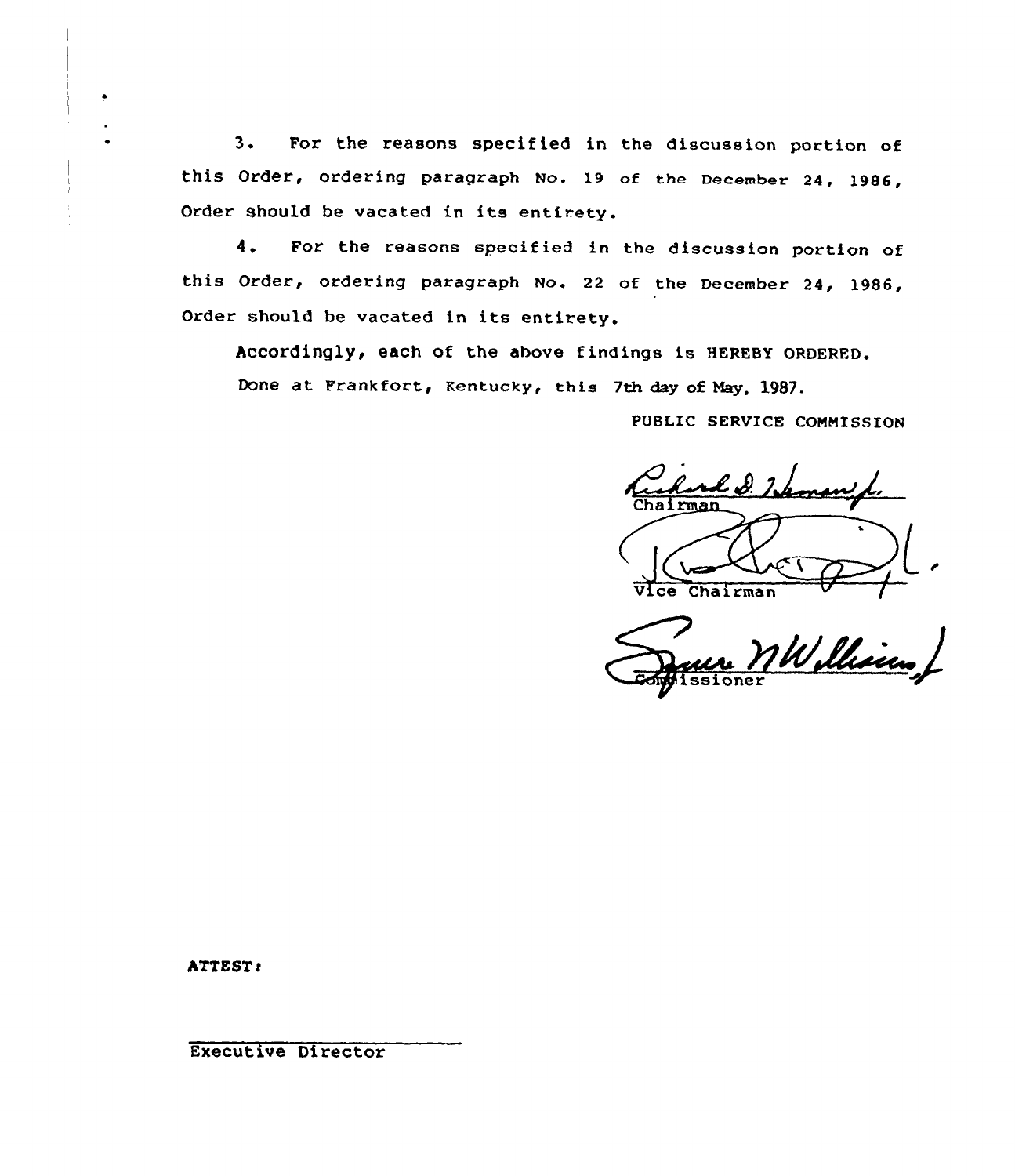3. For the reasons specified in the discussion portion of this Order, ordering paragraph No. 19 of the December 24, 1986, Order should be vacated in its entirety.

4. For the reasons specified in the discussion portion of this Order, ordering paragraph No. 22 of the December 24, 1986, Order should be vacated in its entirety.

Accordingly, each of the above findings is HEREBY ORDERED.

Done at Frankfort, Kentucky, this 7th day of May, 1987.

PUBLIC SERVICE COMMISSION

Chairman

Vice Chairman

Commissioner

ATTEST:

Executive Director